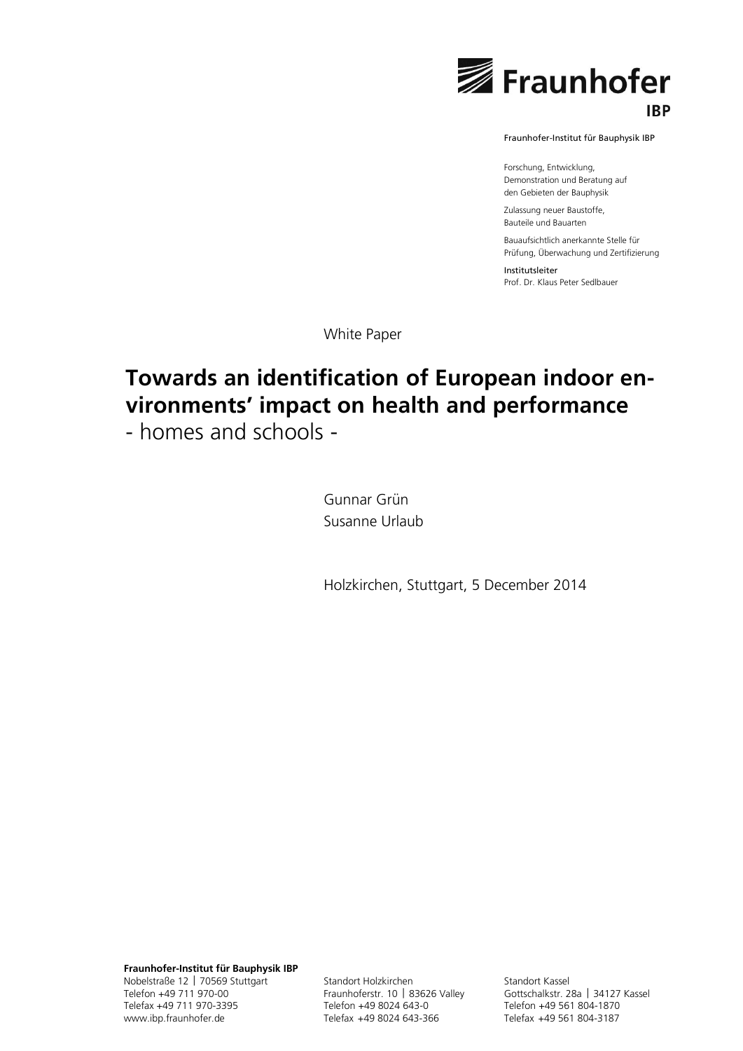Fraunhofer IBP

Fraunhofer-Institut für Bauphysik IBP

Forschung, Entwicklung, Demonstration und Beratung auf den Gebieten der Bauphysik

Zulassung neuer Baustoffe, Bauteile und Bauarten

Bauaufsichtlich anerkannte Stelle für Prüfung, Überwachung und Zertifizierung

Institutsleiter
Prof. Dr. Klaus Peter Sedlbauer

White Paper

# Towards an identification of European indoor environments' impact on health and performance

- homes and schools -

Gunnar Grün
Susanne Urlaub

Holzkirchen, Stuttgart, 5 December 2014

**Fraunhofer-Institut für Bauphysik IBP**
Nobelstraße 12 | 70569 Stuttgart
Telefon +49 711 970-00
Telefax +49 711 970-3395
www.ibp.fraunhofer.de

Standort Holzkirchen
Fraunhoferstr. 10 | 83626 Valley
Telefon +49 8024 643-0
Telefax +49 8024 643-366

Standort Kassel
Gottschalkstr. 28a | 34127 Kassel
Telefon +49 561 804-1870
Telefax +49 561 804-3187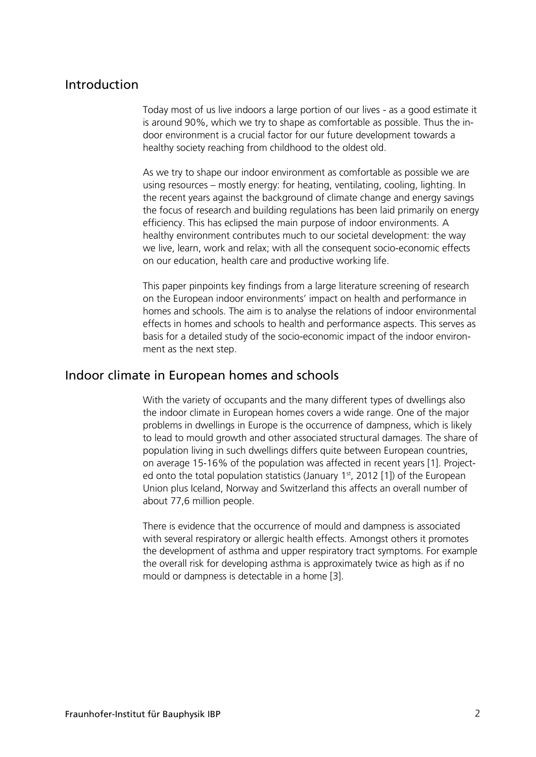## Introduction

Today most of us live indoors a large portion of our lives - as a good estimate it is around 90%, which we try to shape as comfortable as possible. Thus the indoor environment is a crucial factor for our future development towards a healthy society reaching from childhood to the oldest old.

As we try to shape our indoor environment as comfortable as possible we are using resources – mostly energy: for heating, ventilating, cooling, lighting. In the recent years against the background of climate change and energy savings the focus of research and building regulations has been laid primarily on energy efficiency. This has eclipsed the main purpose of indoor environments. A healthy environment contributes much to our societal development: the way we live, learn, work and relax; with all the consequent socio-economic effects on our education, health care and productive working life.

This paper pinpoints key findings from a large literature screening of research on the European indoor environments' impact on health and performance in homes and schools. The aim is to analyse the relations of indoor environmental effects in homes and schools to health and performance aspects. This serves as basis for a detailed study of the socio-economic impact of the indoor environment as the next step.

## Indoor climate in European homes and schools

With the variety of occupants and the many different types of dwellings also the indoor climate in European homes covers a wide range. One of the major problems in dwellings in Europe is the occurrence of dampness, which is likely to lead to mould growth and other associated structural damages. The share of population living in such dwellings differs quite between European countries, on average 15-16% of the population was affected in recent years [1]. Projected onto the total population statistics (January 1st, 2012 [1]) of the European Union plus Iceland, Norway and Switzerland this affects an overall number of about 77,6 million people.

There is evidence that the occurrence of mould and dampness is associated with several respiratory or allergic health effects. Amongst others it promotes the development of asthma and upper respiratory tract symptoms. For example the overall risk for developing asthma is approximately twice as high as if no mould or dampness is detectable in a home [3].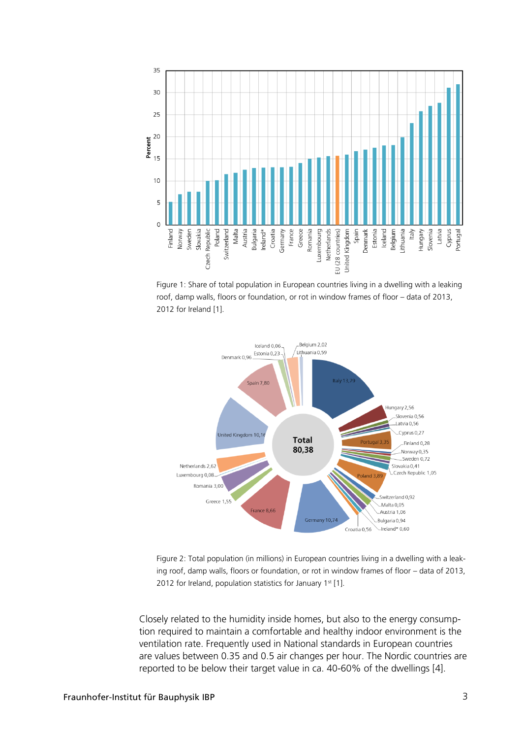Figure 1: Share of total population in European countries living in a dwelling with a leaking roof, damp walls, floors or foundation, or rot in window frames of floor – data of 2013, 2012 for Ireland [1].

Figure 2: Total population (in millions) in European countries living in a dwelling with a leaking roof, damp walls, floors or foundation, or rot in window frames of floor – data of 2013, 2012 for Ireland, population statistics for January 1st [1].

Closely related to the humidity inside homes, but also to the energy consumption required to maintain a comfortable and healthy indoor environment is the ventilation rate. Frequently used in National standards in European countries are values between 0.35 and 0.5 air changes per hour. The Nordic countries are reported to be below their target value in ca. 40-60% of the dwellings [4].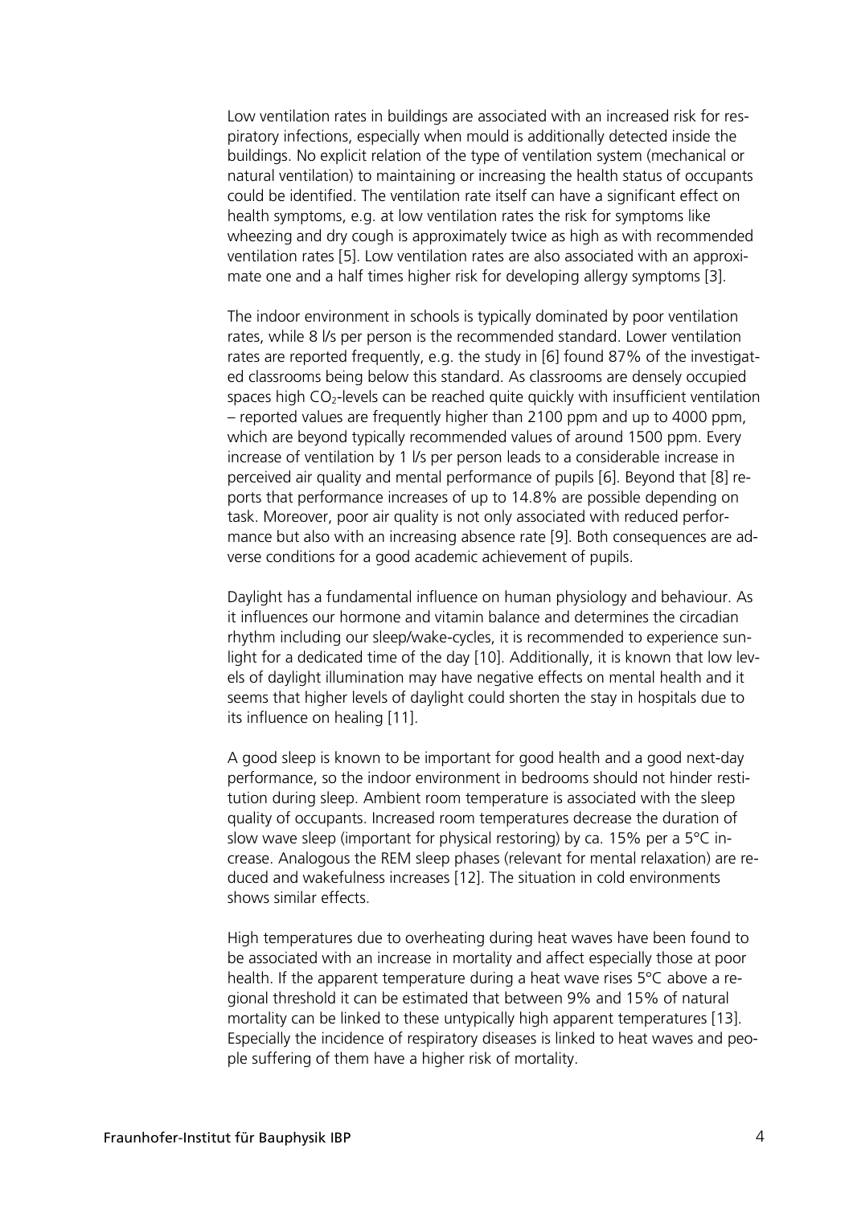Low ventilation rates in buildings are associated with an increased risk for respiratory infections, especially when mould is additionally detected inside the buildings. No explicit relation of the type of ventilation system (mechanical or natural ventilation) to maintaining or increasing the health status of occupants could be identified. The ventilation rate itself can have a significant effect on health symptoms, e.g. at low ventilation rates the risk for symptoms like wheezing and dry cough is approximately twice as high as with recommended ventilation rates [5]. Low ventilation rates are also associated with an approximate one and a half times higher risk for developing allergy symptoms [3].

The indoor environment in schools is typically dominated by poor ventilation rates, while 8 l/s per person is the recommended standard. Lower ventilation rates are reported frequently, e.g. the study in [6] found 87% of the investigated classrooms being below this standard. As classrooms are densely occupied spaces high $CO_2$-levels can be reached quite quickly with insufficient ventilation – reported values are frequently higher than 2100 ppm and up to 4000 ppm, which are beyond typically recommended values of around 1500 ppm. Every increase of ventilation by 1 l/s per person leads to a considerable increase in perceived air quality and mental performance of pupils [6]. Beyond that [8] reports that performance increases of up to 14.8% are possible depending on task. Moreover, poor air quality is not only associated with reduced performance but also with an increasing absence rate [9]. Both consequences are adverse conditions for a good academic achievement of pupils.

Daylight has a fundamental influence on human physiology and behaviour. As it influences our hormone and vitamin balance and determines the circadian rhythm including our sleep/wake-cycles, it is recommended to experience sunlight for a dedicated time of the day [10]. Additionally, it is known that low levels of daylight illumination may have negative effects on mental health and it seems that higher levels of daylight could shorten the stay in hospitals due to its influence on healing [11].

A good sleep is known to be important for good health and a good next-day performance, so the indoor environment in bedrooms should not hinder restitution during sleep. Ambient room temperature is associated with the sleep quality of occupants. Increased room temperatures decrease the duration of slow wave sleep (important for physical restoring) by ca. 15% per a 5°C increase. Analogous the REM sleep phases (relevant for mental relaxation) are reduced and wakefulness increases [12]. The situation in cold environments shows similar effects.

High temperatures due to overheating during heat waves have been found to be associated with an increase in mortality and affect especially those at poor health. If the apparent temperature during a heat wave rises 5°C above a regional threshold it can be estimated that between 9% and 15% of natural mortality can be linked to these untypically high apparent temperatures [13]. Especially the incidence of respiratory diseases is linked to heat waves and people suffering of them have a higher risk of mortality.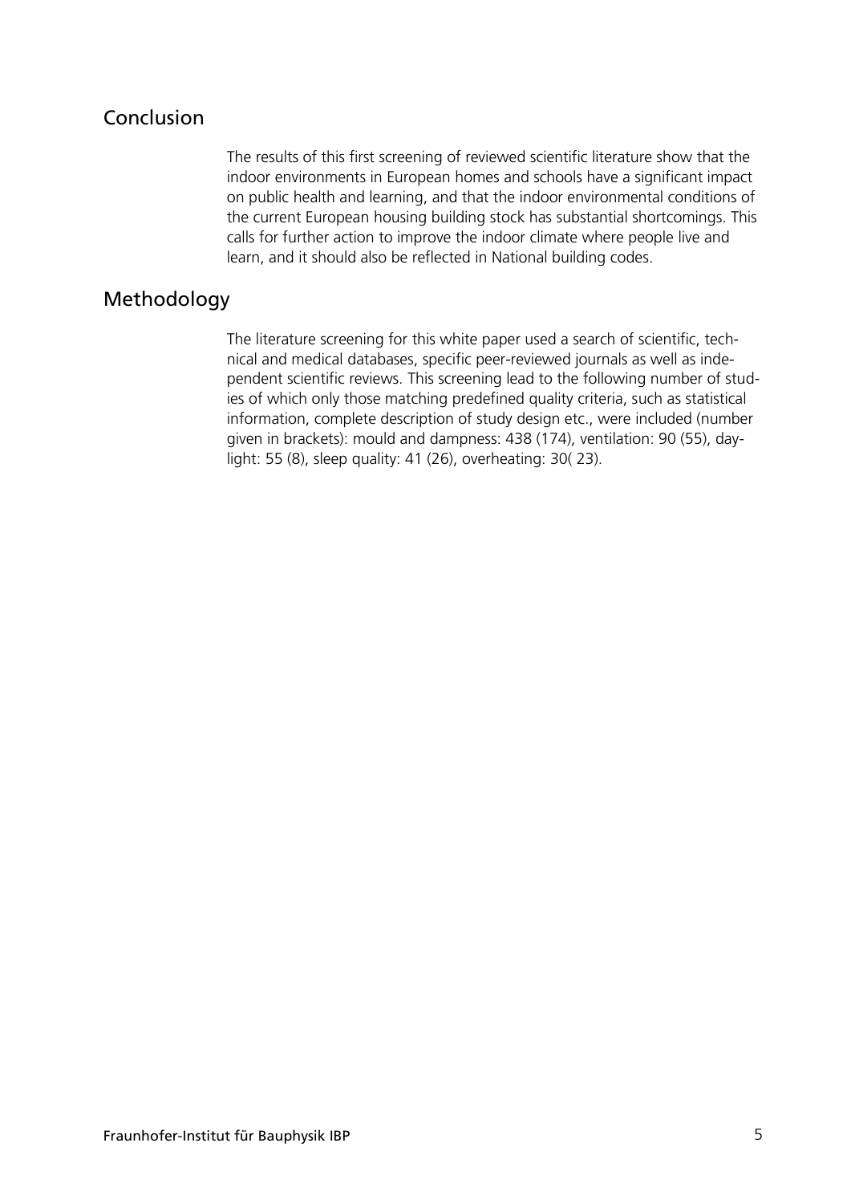## Conclusion

The results of this first screening of reviewed scientific literature show that the indoor environments in European homes and schools have a significant impact on public health and learning, and that the indoor environmental conditions of the current European housing building stock has substantial shortcomings. This calls for further action to improve the indoor climate where people live and learn, and it should also be reflected in National building codes.

## Methodology

The literature screening for this white paper used a search of scientific, technical and medical databases, specific peer-reviewed journals as well as independent scientific reviews. This screening lead to the following number of studies of which only those matching predefined quality criteria, such as statistical information, complete description of study design etc., were included (number given in brackets): mould and dampness: 438 (174), ventilation: 90 (55), daylight: 55 (8), sleep quality: 41 (26), overheating: 30( 23).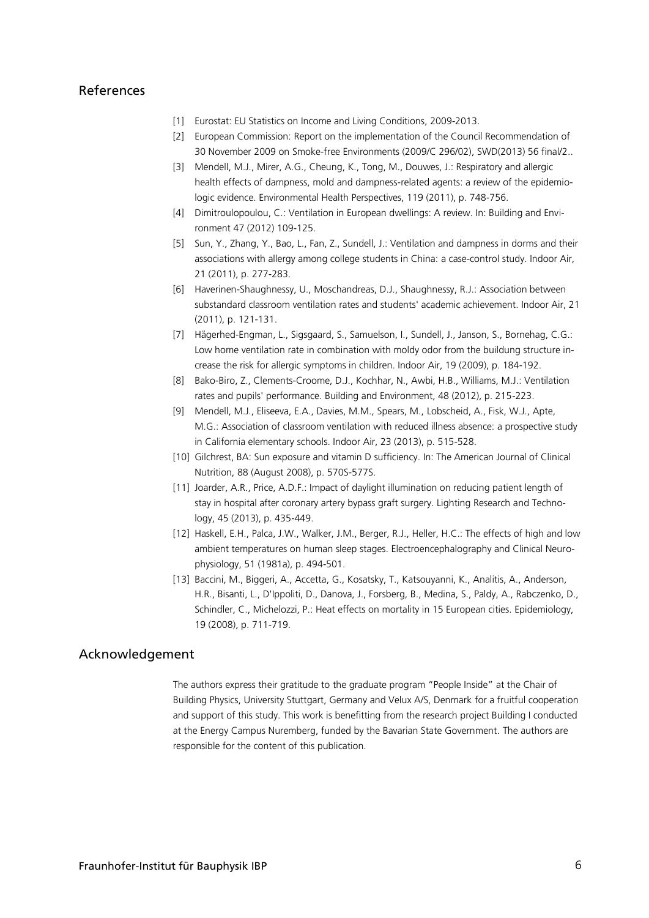## References

[1] Eurostat: EU Statistics on Income and Living Conditions, 2009-2013.

[2] European Commission: Report on the implementation of the Council Recommendation of 30 November 2009 on Smoke-free Environments (2009/C 296/02), SWD(2013) 56 final/2..

[3] Mendell, M.J., Mirer, A.G., Cheung, K., Tong, M., Douwes, J.: Respiratory and allergic health effects of dampness, mold and dampness-related agents: a review of the epidemiologic evidence. Environmental Health Perspectives, 119 (2011), p. 748-756.

[4] Dimitroulopoulou, C.: Ventilation in European dwellings: A review. In: Building and Environment 47 (2012) 109-125.

[5] Sun, Y., Zhang, Y., Bao, L., Fan, Z., Sundell, J.: Ventilation and dampness in dorms and their associations with allergy among college students in China: a case-control study. Indoor Air, 21 (2011), p. 277-283.

[6] Haverinen-Shaughnessy, U., Moschandreas, D.J., Shaughnessy, R.J.: Association between substandard classroom ventilation rates and students' academic achievement. Indoor Air, 21 (2011), p. 121-131.

[7] Hägerhed-Engman, L., Sigsgaard, S., Samuelson, I., Sundell, J., Janson, S., Bornehag, C.G.: Low home ventilation rate in combination with moldy odor from the buildung structure increase the risk for allergic symptoms in children. Indoor Air, 19 (2009), p. 184-192.

[8] Bako-Biro, Z., Clements-Croome, D.J., Kochhar, N., Awbi, H.B., Williams, M.J.: Ventilation rates and pupils' performance. Building and Environment, 48 (2012), p. 215-223.

[9] Mendell, M.J., Eliseeva, E.A., Davies, M.M., Spears, M., Lobscheid, A., Fisk, W.J., Apte, M.G.: Association of classroom ventilation with reduced illness absence: a prospective study in California elementary schools. Indoor Air, 23 (2013), p. 515-528.

[10] Gilchrest, BA: Sun exposure and vitamin D sufficiency. In: The American Journal of Clinical Nutrition, 88 (August 2008), p. 570S-577S.

[11] Joarder, A.R., Price, A.D.F.: Impact of daylight illumination on reducing patient length of stay in hospital after coronary artery bypass graft surgery. Lighting Research and Technology, 45 (2013), p. 435-449.

[12] Haskell, E.H., Palca, J.W., Walker, J.M., Berger, R.J., Heller, H.C.: The effects of high and low ambient temperatures on human sleep stages. Electroencephalography and Clinical Neurophysiology, 51 (1981a), p. 494-501.

[13] Baccini, M., Biggeri, A., Accetta, G., Kosatsky, T., Katsouyanni, K., Analitis, A., Anderson, H.R., Bisanti, L., D'Ippoliti, D., Danova, J., Forsberg, B., Medina, S., Paldy, A., Rabczenko, D., Schindler, C., Michelozzi, P.: Heat effects on mortality in 15 European cities. Epidemiology, 19 (2008), p. 711-719.

## Acknowledgement

The authors express their gratitude to the graduate program "People Inside" at the Chair of Building Physics, University Stuttgart, Germany and Velux A/S, Denmark for a fruitful cooperation and support of this study. This work is benefitting from the research project Building I conducted at the Energy Campus Nuremberg, funded by the Bavarian State Government. The authors are responsible for the content of this publication.